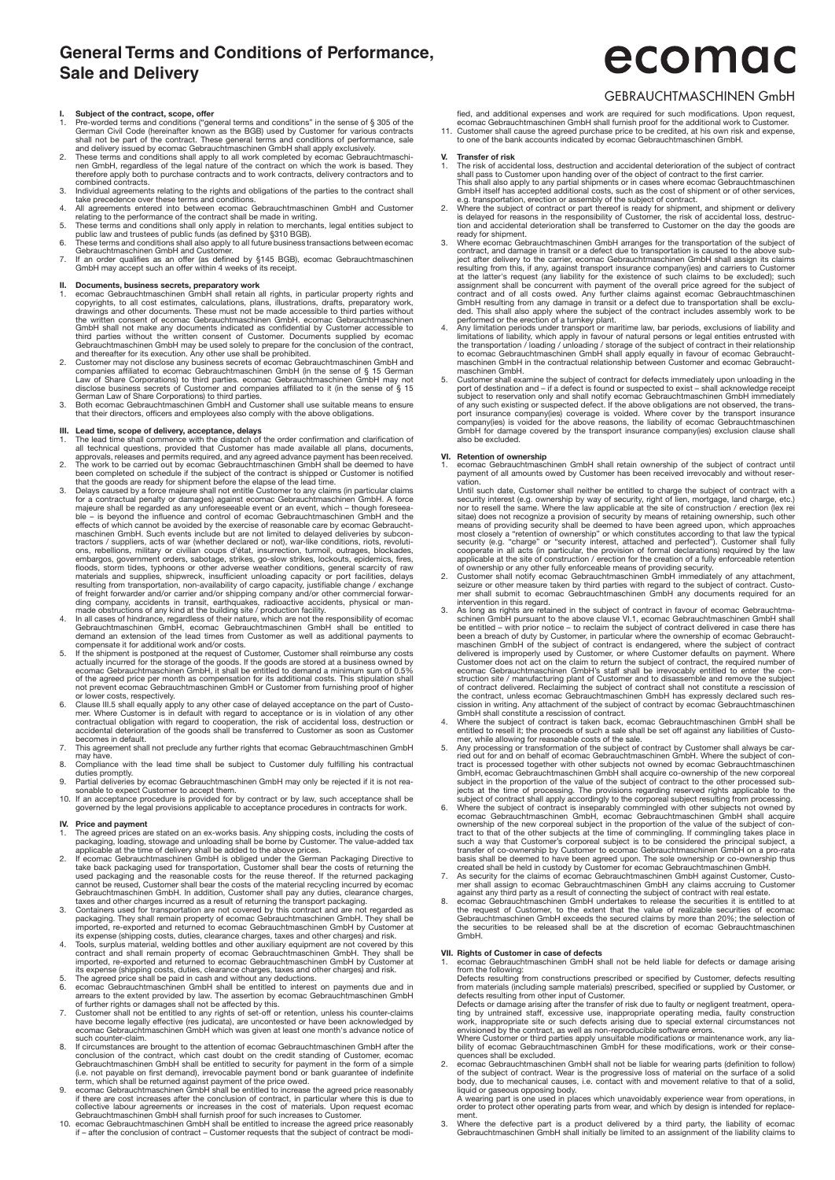# General Terms and Conditions of Performance, Sale and Delivery

ecomac
GEBRAUCHTMASCHINEN GmbH

## I. Subject of the contract, scope, offer

1. Pre-worded terms and conditions ("general terms and conditions" in the sense of § 305 of the German Civil Code (hereinafter known as the BGB) used by Customer for various contracts shall not be part of the contract. These general terms and conditions of performance, sale and delivery issued by ecomac Gebrauchtmaschinen GmbH shall apply exclusively.
2. These terms and conditions shall apply to all work completed by ecomac Gebrauchtmaschinen GmbH, regardless of the legal nature of the contract on which the work is based. They therefore apply both to purchase contracts and to work contracts, delivery contractors and to combined contracts.
3. Individual agreements relating to the rights and obligations of the parties to the contract shall take precedence over these terms and conditions.
4. All agreements entered into between ecomac Gebrauchtmaschinen GmbH and Customer relating to the performance of the contract shall be made in writing.
5. These terms and conditions shall only apply in relation to merchants, legal entities subject to public law and trustees of public funds (as defined by §310 BGB).
6. These terms and conditions shall also apply to all future business transactions between ecomac Gebrauchtmaschinen GmbH and Customer.
7. If an order qualifies as an offer (as defined by §145 BGB), ecomac Gebrauchtmaschinen GmbH may accept such an offer within 4 weeks of its receipt.

## II. Documents, business secrets, preparatory work

1. ecomac Gebrauchtmaschinen GmbH shall retain all rights, in particular property rights and copyrights, to all cost estimates, calculations, plans, illustrations, drafts, preparatory work, drawings and other documents. These must not be made accessible to third parties without the written consent of ecomac Gebrauchtmaschinen GmbH. ecomac Gebrauchtmaschinen GmbH shall not make any documents indicated as confidential by Customer accessible to third parties without the written consent of Customer. Documents supplied by ecomac Gebrauchtmaschinen GmbH may be used solely to prepare for the conclusion of the contract, and thereafter for its execution. Any other use shall be prohibited.
2. Customer may not disclose any business secrets of ecomac Gebrauchtmaschinen GmbH and companies affiliated to ecomac Gebrauchtmaschinen GmbH (in the sense of § 15 German Law of Share Corporations) to third parties. ecomac Gebrauchtmaschinen GmbH may not disclose business secrets of Customer and companies affiliated to it (in the sense of § 15 German Law of Share Corporations) to third parties.
3. Both ecomac Gebrauchtmaschinen GmbH and Customer shall use suitable means to ensure that their directors, officers and employees also comply with the above obligations.

## III. Lead time, scope of delivery, acceptance, delays

1. The lead time shall commence with the dispatch of the order confirmation and clarification of all technical questions, provided that Customer has made available all plans, documents, approvals, releases and permits required, and any agreed advance payment has been received.
2. The work to be carried out by ecomac Gebrauchtmaschinen GmbH shall be deemed to have been completed on schedule if the subject of the contract is shipped or Customer is notified that the goods are ready for shipment before the elapse of the lead time.
3. Delays caused by a force majeure shall not entitle Customer to any claims (in particular claims for a contractual penalty or damages) against ecomac Gebrauchtmaschinen GmbH. A force majeure shall be regarded as any unforeseeable event or an event, which – though foreseeable – is beyond the influence and control of ecomac Gebrauchtmaschinen GmbH and the effects of which cannot be avoided by the exercise of reasonable care by ecomac Gebrauchtmaschinen GmbH. Such events include but are not limited to delayed deliveries by subcontractors / suppliers, acts of war (whether declared or not), war-like conditions, riots, revolutions, rebellions, military or civilian coups d'état, insurrection, turmoil, outrages, blockades, embargos, government orders, sabotage, strikes, go-slow strikes, lockouts, epidemics, fires, floods, storm tides, typhoons or other adverse weather conditions, general scarcity of raw materials and supplies, shipwreck, insufficient unloading capacity or port facilities, delays resulting from transportation, non-availability of cargo capacity, justifiable change / exchange of freight forwarder and/or carrier and/or shipping company and/or other commercial forwarding company, accidents in transit, earthquakes, radioactive accidents, physical or man-made obstructions of any kind at the building site / production facility.
4. In all cases of hindrance, regardless of their nature, which are not the responsibility of ecomac Gebrauchtmaschinen GmbH, ecomac Gebrauchtmaschinen GmbH shall be entitled to demand an extension of the lead times from Customer as well as additional payments to compensate it for additional work and/or costs.
5. If the shipment is postponed at the request of Customer, Customer shall reimburse any costs actually incurred for the storage of the goods. If the goods are stored at a business owned by ecomac Gebrauchtmaschinen GmbH, it shall be entitled to demand a minimum sum of 0.5% of the agreed price per month as compensation for its additional costs. This stipulation shall not prevent ecomac Gebrauchtmaschinen GmbH or Customer from furnishing proof of higher or lower costs, respectively.
6. Clause III.5 shall equally apply to any other case of delayed acceptance on the part of Customer. Where Customer is in default with regard to acceptance or is in violation of any other contractual obligation with regard to cooperation, the risk of accidental loss, destruction or accidental deterioration of the goods shall be transferred to Customer as soon as Customer becomes in default.
7. This agreement shall not preclude any further rights that ecomac Gebrauchtmaschinen GmbH may have.
8. Compliance with the lead time shall be subject to Customer duly fulfilling his contractual duties promptly.
9. Partial deliveries by ecomac Gebrauchtmaschinen GmbH may only be rejected if it is not reasonable to expect Customer to accept them.
10. If an acceptance procedure is provided for by contract or by law, such acceptance shall be governed by the legal provisions applicable to acceptance procedures in contracts for work.

## IV. Price and payment

1. The agreed prices are stated on an ex-works basis. Any shipping costs, including the costs of packaging, loading, stowage and unloading shall be borne by Customer. The value-added tax applicable at the time of delivery shall be added to the above prices.
2. If ecomac Gebrauchtmaschinen GmbH is obliged under the German Packaging Directive to take back packaging used for transportation, Customer shall bear the costs of returning the used packaging and the reasonable costs for the reuse thereof. If the returned packaging cannot be reused, Customer shall bear the costs of the material recycling incurred by ecomac Gebrauchtmaschinen GmbH. In addition, Customer shall pay any duties, clearance charges, taxes and other charges incurred as a result of returning the transport packaging.
3. Containers used for transportation are not covered by this contract and are not regarded as packaging. They shall remain property of ecomac Gebrauchtmaschinen GmbH. They shall be imported, re-exported and returned to ecomac Gebrauchtmaschinen GmbH by Customer at its expense (shipping costs, duties, clearance charges, taxes and other charges) and risk.
4. Tools, surplus material, welding bottles and other auxiliary equipment are not covered by this contract and shall remain property of ecomac Gebrauchtmaschinen GmbH. They shall be imported, re-exported and returned to ecomac Gebrauchtmaschinen GmbH by Customer at its expense (shipping costs, duties, clearance charges, taxes and other charges) and risk.
5. The agreed price shall be paid in cash and without any deductions.
6. ecomac Gebrauchtmaschinen GmbH shall be entitled to interest on payments due and in arrears to the extent provided by law. The assertion by ecomac Gebrauchtmaschinen GmbH of further rights or damages shall not be affected by this.
7. Customer shall not be entitled to any rights of set-off or retention, unless his counter-claims have become legally effective (res judicata), are uncontested or have been acknowledged by ecomac Gebrauchtmaschinen GmbH which was given at least one month's advance notice of such counter-claim.
8. If circumstances are brought to the attention of ecomac Gebrauchtmaschinen GmbH after the conclusion of the contract, which cast doubt on the credit standing of Customer, ecomac Gebrauchtmaschinen GmbH shall be entitled to security for payment in the form of a simple (i.e. not payable on first demand), irrevocable payment bond or bank guarantee of indefinite term, which shall be returned against payment of the price owed.
9. ecomac Gebrauchtmaschinen GmbH shall be entitled to increase the agreed price reasonably if there are cost increases after the conclusion of contract, in particular where this is due to collective labour agreements or increases in the cost of materials. Upon request ecomac Gebrauchtmaschinen GmbH shall furnish proof for such increases to Customer.
10. ecomac Gebrauchtmaschinen GmbH shall be entitled to increase the agreed price reasonably if – after the conclusion of contract – Customer requests that the subject of contract be modified, and additional expenses and work are required for such modifications. Upon request, ecomac Gebrauchtmaschinen GmbH shall furnish proof for the additional work to Customer.
11. Customer shall cause the agreed purchase price to be credited, at his own risk and expense, to one of the bank accounts indicated by ecomac Gebrauchtmaschinen GmbH.

## V. Transfer of risk

1. The risk of accidental loss, destruction and accidental deterioration of the subject of contract shall pass to Customer upon handing over of the object of contract to the first carrier. This shall also apply to any partial shipments or in cases where ecomac Gebrauchtmaschinen GmbH itself has accepted additional costs, such as the cost of shipment or of other services, e.g. transportation, erection or assembly of the subject of contract.
2. Where the subject of contract or part thereof is ready for shipment, and shipment or delivery is delayed for reasons in the responsibility of Customer, the risk of accidental loss, destruction and accidental deterioration shall be transferred to Customer on the day the goods are ready for shipment.
3. Where ecomac Gebrauchtmaschinen GmbH arranges for the transportation of the subject of contract, and damage in transit or a defect due to transportation is caused to the above subject after delivery to the carrier, ecomac Gebrauchtmaschinen GmbH shall assign its claims resulting from this, if any, against transport insurance company(ies) and carriers to Customer at the latter's request (any liability for the existence of such claims to be excluded); such assignment shall be concurrent with payment of the overall price agreed for the subject of contract and of all costs owed. Any further claims against ecomac Gebrauchtmaschinen GmbH resulting from any damage in transit or a defect due to transportation shall be excluded. This shall also apply where the subject of the contract includes assembly work to be performed or the erection of a turnkey plant.
4. Any limitation periods under transport or maritime law, bar periods, exclusions of liability and limitations of liability, which apply in favour of natural persons or legal entities entrusted with the transportation / loading / unloading / storage of the subject of contract in their relationship to ecomac Gebrauchtmaschinen GmbH shall apply equally in favour of ecomac Gebrauchtmaschinen GmbH in the contractual relationship between Customer and ecomac Gebrauchtmaschinen GmbH.
5. Customer shall examine the subject of contract for defects immediately upon unloading in the port of destination and – if a defect is found or suspected to exist – shall acknowledge receipt subject to reservation only and shall notify ecomac Gebrauchtmaschinen GmbH immediately of any such existing or suspected defect. If the above obligations are not observed, the transport insurance company(ies) coverage is voided. Where cover by the transport insurance company(ies) is voided for the above reasons, the liability of ecomac Gebrauchtmaschinen GmbH for damage covered by the transport insurance company(ies) exclusion clause shall also be excluded.

## VI. Retention of ownership

1. ecomac Gebrauchtmaschinen GmbH shall retain ownership of the subject of contract until payment of all amounts owed by Customer has been received irrevocably and without reservation.
   Until such date, Customer shall neither be entitled to charge the subject of contract with a security interest (e.g. ownership by way of security, right of lien, mortgage, land charge, etc.) nor to resell the same. Where the law applicable at the site of construction / erection (lex rei sitae) does not recognize a provision of security by means of retaining ownership, such other means of providing security shall be deemed to have been agreed upon, which approaches most closely a "retention of ownership" or which constitutes according to that law the typical security (e.g. "charge" or "security interest, attached and perfected"). Customer shall fully cooperate in all acts (in particular, the provision of formal declarations) required by the law applicable at the site of construction / erection for the creation of a fully enforceable retention of ownership or any other fully enforceable means of providing security.
2. Customer shall notify ecomac Gebrauchtmaschinen GmbH immediately of any attachment, seizure or other measure taken by third parties with regard to the subject of contract. Customer shall submit to ecomac Gebrauchtmaschinen GmbH any documents required for an intervention in this regard.
3. As long as rights are retained in the subject of contract in favour of ecomac Gebrauchtmaschinen GmbH pursuant to the above clause VI.1, ecomac Gebrauchtmaschinen GmbH shall be entitled – with prior notice – to reclaim the subject of contract delivered in case there has been a breach of duty by Customer, in particular where the ownership of ecomac Gebrauchtmaschinen GmbH of the subject of contract is endangered, where the subject of contract delivered is improperly used by Customer, or where Customer defaults on payment. Where Customer does not act on the claim to return the subject of contract, the required number of ecomac Gebrauchtmaschinen GmbH's staff shall be irrevocably entitled to enter the construction site / manufacturing plant of Customer and to disassemble and remove the subject of contract delivered. Reclaiming the subject of contract shall not constitute a rescission of the contract, unless ecomac Gebrauchtmaschinen GmbH has expressly declared such rescission in writing. Any attachment of the subject of contract by ecomac Gebrauchtmaschinen GmbH shall constitute a rescission of contract.
4. Where the subject of contract is taken back, ecomac Gebrauchtmaschinen GmbH shall be entitled to resell it; the proceeds of such a sale shall be set off against any liabilities of Customer, while allowing for reasonable costs of the sale.
5. Any processing or transformation of the subject of contract by Customer shall always be carried out for and on behalf of ecomac Gebrauchtmaschinen GmbH. Where the subject of contract is processed together with other subjects not owned by ecomac Gebrauchtmaschinen GmbH, ecomac Gebrauchtmaschinen GmbH shall acquire co-ownership of the new corporeal subject in the proportion of the value of the subject of contract to the other processed subjects at the time of processing. The provisions regarding reserved rights applicable to the subject of contract shall apply accordingly to the corporeal subject resulting from processing.
6. Where the subject of contract is inseparably commingled with other subjects not owned by ecomac Gebrauchtmaschinen GmbH, ecomac Gebrauchtmaschinen GmbH shall acquire ownership of the new corporeal subject in the proportion of the value of the subject of contract to that of the other subjects at the time of commingling. If commingling takes place in such a way that Customer's corporeal subject is to be considered the principal subject, a transfer of co-ownership by Customer to ecomac Gebrauchtmaschinen GmbH on a pro-rata basis shall be deemed to have been agreed upon. The sole ownership or co-ownership thus created shall be held in custody by Customer for ecomac Gebrauchtmaschinen GmbH.
7. As security for the claims of ecomac Gebrauchtmaschinen GmbH against Customer, Customer shall assign to ecomac Gebrauchtmaschinen GmbH any claims accruing to Customer against any third party as a result of connecting the subject of contract with real estate.
8. ecomac Gebrauchtmaschinen GmbH undertakes to release the securities it is entitled to at the request of Customer, to the extent that the value of realizable securities of ecomac Gebrauchtmaschinen GmbH exceeds the secured claims by more than 20%; the selection of the securities to be released shall be at the discretion of ecomac Gebrauchtmaschinen GmbH.

## VII. Rights of Customer in case of defects

1. ecomac Gebrauchtmaschinen GmbH shall not be held liable for defects or damage arising from the following:
   Defects resulting from constructions prescribed or specified by Customer, defects resulting from materials (including sample materials) prescribed, specified or supplied by Customer, or defects resulting from other input of Customer.
   Defects or damage arising after the transfer of risk due to faulty or negligent treatment, operating by untrained staff, excessive use, inappropriate operating media, faulty construction work, inappropriate site or such defects arising due to special external circumstances not envisioned by the contract, as well as non-reproducible software errors.
   Where Customer or third parties apply unsuitable modifications or maintenance work, any liability of ecomac Gebrauchtmaschinen GmbH for these modifications, work or their consequences shall be excluded.
2. ecomac Gebrauchtmaschinen GmbH shall not be liable for wearing parts (definition to follow) of the subject of contract. Wear is the progressive loss of material on the surface of a solid body, due to mechanical causes, i.e. contact with and movement relative to that of a solid, liquid or gaseous opposing body.
   A wearing part is one used in places which unavoidably experience wear from operations, in order to protect other operating parts from wear, and which by design is intended for replacement.
3. Where the defective part is a product delivered by a third party, the liability of ecomac Gebrauchtmaschinen GmbH shall initially be limited to an assignment of the liability claims to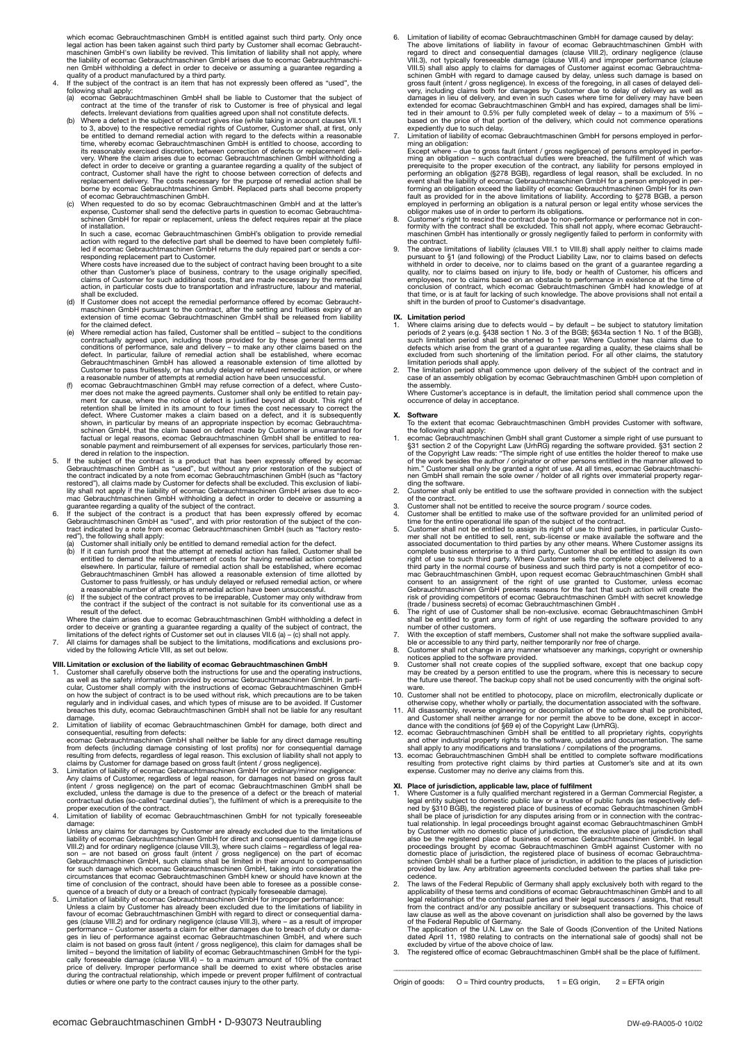which ecomac Gebrauchtmaschinen GmbH is entitled against such third party. Only once legal action has been taken against such third party by Customer shall ecomac Gebrauchtmaschinen GmbH's own liability be revived. This limitation of liability shall not apply, where the liability of ecomac Gebrauchtmaschinen GmbH arises due to ecomac Gebrauchtmaschinen GmbH withholding a defect in order to deceive or assuming a guarantee regarding a quality of a product manufactured by a third party.

4. If the subject of the contract is an item that has not expressly been offered as "used", the following shall apply:
   (a) ecomac Gebrauchtmaschinen GmbH shall be liable to Customer that the subject of contract at the time of the transfer of risk to Customer is free of physical and legal defects. Irrelevant deviations from qualities agreed upon shall not constitute defects.
   (b) Where a defect in the subject of contract gives rise (while taking in account clauses VII.1 to 3, above) to the respective remedial rights of Customer, Customer shall, at first, only be entitled to demand remedial action with regard to the defects within a reasonable time, whereby ecomac Gebrauchtmaschinen GmbH is entitled to choose, according to its reasonably exercised discretion, between correction of defects or replacement delivery. Where the claim arises due to ecomac Gebrauchtmaschinen GmbH withholding a defect in order to deceive or granting a guarantee regarding a quality of the subject of contract, Customer shall have the right to choose between correction of defects and replacement delivery. The costs necessary for the purpose of remedial action shall be borne by ecomac Gebrauchtmaschinen GmbH. Replaced parts shall become property of ecomac Gebrauchtmaschinen GmbH.
   (c) When requested to do so by ecomac Gebrauchtmaschinen GmbH and at the latter's expense, Customer shall send the defective parts in question to ecomac Gebrauchtmaschinen GmbH for repair or replacement, unless the defect requires repair at the place of installation.
   In such a case, ecomac Gebrauchtmaschinen GmbH's obligation to provide remedial action with regard to the defective part shall be deemed to have been completely fulfilled if ecomac Gebrauchtmaschinen GmbH returns the duly repaired part or sends a corresponding replacement part to Customer.
   Where costs have increased due to the subject of contract having been brought to a site other than Customer's place of business, contrary to the usage originally specified, claims of Customer for such additional costs, that are made necessary by the remedial action, in particular costs due to transportation and infrastructure, labour and material, shall be excluded.
   (d) If Customer does not accept the remedial performance offered by ecomac Gebrauchtmaschinen GmbH pursuant to the contract, after the setting and fruitless expiry of an extension of time ecomac Gebrauchtmaschinen GmbH shall be released from liability for the claimed defect.
   (e) Where remedial action has failed, Customer shall be entitled – subject to the conditions contractually agreed upon, including those provided for by these general terms and conditions of performance, sale and delivery – to make any other claims based on the defect. In particular, failure of remedial action shall be established, where ecomac Gebrauchtmaschinen GmbH has allowed a reasonable extension of time allotted by Customer to pass fruitlessly, or has unduly delayed or refused remedial action, or where a reasonable number of attempts at remedial action have been unsuccessful.
   (f) ecomac Gebrauchtmaschinen GmbH may refuse correction of a defect, where Customer does not make the agreed payments. Customer shall only be entitled to retain payment for cause, where the notice of defect is justified beyond all doubt. This right of retention shall be limited in its amount to four times the cost necessary to correct the defect. Where Customer makes a claim based on a defect, and it is subsequently shown, in particular by means of an appropriate inspection by ecomac Gebrauchtmaschinen GmbH, that the claim based on defect made by Customer is unwarranted for factual or legal reasons, ecomac Gebrauchtmaschinen GmbH shall be entitled to reasonable payment and reimbursement of all expenses for services, particularly those rendered in relation to the inspection.
5. If the subject of the contract is a product that has been expressly offered by ecomac Gebrauchtmaschinen GmbH as "used", but without any prior restoration of the subject of the contract indicated by a note from ecomac Gebrauchtmaschinen GmbH (such as "factory restored"), all claims made by Customer for defects shall be excluded. This exclusion of liability shall not apply if the liability of ecomac Gebrauchtmaschinen GmbH arises due to ecomac Gebrauchtmaschinen GmbH withholding a defect in order to deceive or assuming a guarantee regarding a quality of the subject of the contract.
6. If the subject of the contract is a product that has been expressly offered by ecomac Gebrauchtmaschinen GmbH as "used", and with prior restoration of the subject of the contract indicated by a note from ecomac Gebrauchtmaschinen GmbH (such as "factory restored"), the following shall apply:
   (a) Customer shall initially only be entitled to demand remedial action for the defect.
   (b) If it can furnish proof that the attempt at remedial action has failed, Customer shall be entitled to demand the reimbursement of costs for having remedial action completed elsewhere. In particular, failure of remedial action shall be established, where ecomac Gebrauchtmaschinen GmbH has allowed a reasonable extension of time allotted by Customer to pass fruitlessly, or has unduly delayed or refused remedial action, or where a reasonable number of attempts at remedial action have been unsuccessful.
   (c) If the subject of the contract proves to be irreparable, Customer may only withdraw from the contract if the subject of the contract is not suitable for its conventional use as a result of the defect.
   Where the claim arises due to ecomac Gebrauchtmaschinen GmbH withholding a defect in order to deceive or granting a guarantee regarding a quality of the subject of contract, the limitations of the defect rights of Customer set out in clauses VII.6 (a) – (c) shall not apply.
7. All claims for damages shall be subject to the limitations, modifications and exclusions provided by the following Article VIII, as set out below.

## VIII. Limitation or exclusion of the liability of ecomac Gebrauchtmaschinen GmbH

1. Customer shall carefully observe both the instructions for use and the operating instructions, as well as the safety information provided by ecomac Gebrauchtmaschinen GmbH. In particular, Customer shall comply with the instructions of ecomac Gebrauchtmaschinen GmbH on how the subject of contract is to be used without risk, which precautions are to be taken regularly and in individual cases, and which types of misuse are to be avoided. If Customer breaches this duty, ecomac Gebrauchtmaschinen GmbH shall not be liable for any resultant damage.
2. Limitation of liability of ecomac Gebrauchtmaschinen GmbH for damage, both direct and consequential, resulting from defects:
   ecomac Gebrauchtmaschinen GmbH shall neither be liable for any direct damage resulting from defects (including damage consisting of lost profits) nor for consequential damage resulting from defects, regardless of legal reason. This exclusion of liability shall not apply to claims by Customer for damage based on gross fault (intent / gross negligence).
3. Limitation of liability of ecomac Gebrauchtmaschinen GmbH for ordinary/minor negligence:
   Any claims of Customer, regardless of legal reason, for damages not based on gross fault (intent / gross negligence) on the part of ecomac Gebrauchtmaschinen GmbH shall be excluded, unless the damage is due to the presence of a defect or the breach of material contractual duties (so-called "cardinal duties"), the fulfilment of which is a prerequisite to the proper execution of the contract.
4. Limitation of liability of ecomac Gebrauchtmaschinen GmbH for not typically foreseeable damage:
   Unless any claims for damages by Customer are already excluded due to the limitations of liability of ecomac Gebrauchtmaschinen GmbH for direct and consequential damage (clause VIII.2) and for ordinary negligence (clause VIII.3), where such claims – regardless of legal reason – are not based on gross fault (intent / gross negligence) on the part of ecomac Gebrauchtmaschinen GmbH, such claims shall be limited in their amount to compensation for such damage which ecomac Gebrauchtmaschinen GmbH, taking into consideration the circumstances that ecomac Gebrauchtmaschinen GmbH knew or should have known at the time of conclusion of the contract, should have been able to foresee as a possible consequence of a breach of duty or a breach of contract (typically foreseeable damage).
5. Limitation of liability of ecomac Gebrauchtmaschinen GmbH for improper performance:
   Unless a claim by Customer has already been excluded due to the limitations of liability in favour of ecomac Gebrauchtmaschinen GmbH with regard to direct or consequential damages (clause VIII.2) and for ordinary negligence (clause VIII.3), where – as a result of improper performance – Customer asserts a claim for either damages due to breach of duty or damages in lieu of performance against ecomac Gebrauchtmaschinen GmbH, and where such claim is not based on gross fault (intent / gross negligence), this claim for damages shall be limited – beyond the limitation of liability of ecomac Gebrauchtmaschinen GmbH for the typically foreseeable damage (clause VIII.4) – to a maximum amount of 10% of the contract price of delivery. Improper performance shall be deemed to exist where obstacles arise during the contractual relationship, which impede or prevent proper fulfilment of contractual duties or where one party to the contract causes injury to the other party.
6. Limitation of liability of ecomac Gebrauchtmaschinen GmbH for damage caused by delay:
   The above limitations of liability in favour of ecomac Gebrauchtmaschinen GmbH with regard to direct and consequential damages (clause VIII.2), ordinary negligence (clause VIII.3), not typically foreseeable damage (clause VIII.4) and improper performance (clause VIII.5) shall also apply to claims for damages of Customer against ecomac Gebrauchtmaschinen GmbH with regard to damage caused by delay, unless such damage is based on gross fault (intent / gross negligence). In excess of the foregoing, in all cases of delayed delivery, including claims both for damages by Customer due to delay of delivery as well as damages in lieu of delivery, and even in such cases where time for delivery may have been extended for ecomac Gebrauchtmaschinen GmbH and has expired, damages shall be limited in their amount to 0.5% per fully completed week of delay – to a maximum of 5% – based on the price of that portion of the delivery, which could not commence operations expediently due to such delay.
7. Limitation of liability of ecomac Gebrauchtmaschinen GmbH for persons employed in performing an obligation:
   Except where – due to gross fault (intent / gross negligence) of persons employed in performing an obligation – such contractual duties were breached, the fulfillment of which was prerequisite to the proper execution of the contract, any liability for persons employed in performing an obligation (§278 BGB), regardless of legal reason, shall be excluded. In no event shall the liability of ecomac Gebrauchtmaschinen GmbH for a person employed in performing an obligation exceed the liability of ecomac Gebrauchtmaschinen GmbH for its own fault as provided for in the above limitations of liability. According to §278 BGB, a person employed in performing an obligation is a natural person or legal entity whose services the obligor makes use of in order to perform its obligations.
8. Customer's right to rescind the contract due to non-performance or performance not in conformity with the contract shall be excluded. This shall not apply, where ecomac Gebrauchtmaschinen GmbH has intentionally or grossly negligently failed to perform in conformity with the contract.
9. The above limitations of liability (clauses VIII.1 to VIII.8) shall apply neither to claims made pursuant to §1 (and following) of the Product Liability Law, nor to claims based on defects withheld in order to deceive, nor to claims based on the grant of a guarantee regarding a quality, nor to claims based on injury to life, body or health of Customer, his officers and employees, nor to claims based on an obstacle to performance in existence at the time of conclusion of contract, which ecomac Gebrauchtmaschinen GmbH had knowledge of at that time, or is at fault for lacking of such knowledge. The above provisions shall not entail a shift in the burden of proof to Customer's disadvantage.

## IX. Limitation period

1. Where claims arising due to defects would – by default – be subject to statutory limitation periods of 2 years (e.g. §438 section 1 No. 3 of the BGB; §634a section 1 No. 1 of the BGB), such limitation period shall be shortened to 1 year. Where Customer has claims due to defects which arise from the grant of a guarantee regarding a quality, these claims shall be excluded from such shortening of the limitation period. For all other claims, the statutory limitation periods shall apply.
2. The limitation period shall commence upon delivery of the subject of the contract and in case of an assembly obligation by ecomac Gebrauchtmaschinen GmbH upon completion of the assembly.
   Where Customer's acceptance is in default, the limitation period shall commence upon the occurrence of delay in acceptance.

## X. Software

To the extent that ecomac Gebrauchtmaschinen GmbH provides Customer with software, the following shall apply:

1. ecomac Gebrauchtmaschinen GmbH shall grant Customer a simple right of use pursuant to §31 section 2 of the Copyright Law (UrhRG) regarding the software provided. §31 section 2 of the Copyright Law reads: "The simple right of use entitles the holder thereof to make use of the work besides the author / originator or other persons entitled in the manner allowed to him." Customer shall only be granted a right of use. At all times, ecomac Gebrauchtmaschinen GmbH shall remain the sole owner / holder of all rights over immaterial property regarding the software.
2. Customer shall only be entitled to use the software provided in connection with the subject of the contract.
3. Customer shall not be entitled to receive the source program / source codes.
4. Customer shall be entitled to make use of the software provided for an unlimited period of time for the entire operational life span of the subject of the contract.
5. Customer shall not be entitled to assign its right of use to third parties, in particular Customer shall not be entitled to sell, rent, sub-license or make available the software and the associated documentation to third parties by any other means. Where Customer assigns its complete business enterprise to a third party, Customer shall be entitled to assign its own right of use to such third party. Where Customer sells the complete object delivered to a third party in the normal course of business and such third party is not a competitor of ecomac Gebrauchtmaschinen GmbH, upon request ecomac Gebrauchtmaschinen GmbH shall consent to an assignment of the right of use granted to Customer, unless ecomac Gebrauchtmaschinen GmbH presents reasons for the fact that such action will create the risk of providing competitors of ecomac Gebrauchtmaschinen GmbH with secret knowledge (trade / business secrets) of ecomac Gebrauchtmaschinen GmbH .
6. The right of use of Customer shall be non-exclusive. ecomac Gebrauchtmaschinen GmbH shall be entitled to grant any form of right of use regarding the software provided to any number of other customers.
7. With the exception of staff members, Customer shall not make the software supplied available or accessible to any third party, neither temporarily nor free of charge.
8. Customer shall not change in any manner whatsoever any markings, copyright or ownership notices applied to the software provided.
9. Customer shall not create copies of the supplied software, except that one backup copy may be created by a person entitled to use the program, where this is necessary to secure the future use thereof. The backup copy shall not be used concurrently with the original software.
10. Customer shall not be entitled to photocopy, place on microfilm, electronically duplicate or otherwise copy, whether wholly or partially, the documentation associated with the software.
11. All disassembly, reverse engineering or decompilation of the software shall be prohibited, and Customer shall neither arrange for nor permit the above to be done, except in accordance with the conditions (of §69 e) of the Copyright Law (UrhRG).
12. ecomac Gebrauchtmaschinen GmbH shall be entitled to all proprietary rights, copyrights and other industrial property rights to the software, updates and documentation. The same shall apply to any modifications and translations / compilations of the programs.
13. ecomac Gebrauchtmaschinen GmbH shall be entitled to complete software modifications resulting from protective right claims by third parties at Customer's site and at its own expense. Customer may no derive any claims from this.

## XI. Place of jurisdiction, applicable law, place of fulfilment

1. Where Customer is a fully qualified merchant registered in a German Commercial Register, a legal entity subject to domestic public law or a trustee of public funds (as respectively defined by §310 BGB), the registered place of business of ecomac Gebrauchtmaschinen GmbH shall be place of jurisdiction for any disputes arising from or in connection with the contractual relationship. In legal proceedings brought against ecomac Gebrauchtmaschinen GmbH by Customer with no domestic place of jurisdiction, the exclusive place of jurisdiction shall also be the registered place of business of ecomac Gebrauchtmaschinen GmbH. In legal proceedings brought by ecomac Gebrauchtmaschinen GmbH against Customer with no domestic place of jurisdiction, the registered place of business of ecomac Gebrauchtmaschinen GmbH shall be a further place of jurisdiction, in addition to the places of jurisdiction provided by law. Any arbitration agreements concluded between the parties shall take precedence.
2. The laws of the Federal Republic of Germany shall apply exclusively both with regard to the applicability of these terms and conditions of ecomac Gebrauchtmaschinen GmbH and to all legal relationships of the contractual parties and their legal successors / assigns, that result from the contract and/or any possible ancillary or subsequent transactions. This choice of law clause as well as the above covenant on jurisdiction shall also be governed by the laws of the Federal Republic of Germany.
   The application of the U.N. Law on the Sale of Goods (Convention of the United Nations dated April 11, 1980 relating to contracts on the international sale of goods) shall not be excluded by virtue of the above choice of law.
3. The registered office of ecomac Gebrauchtmaschinen GmbH shall be the place of fulfilment.

---

Origin of goods: O = Third country products, 1 = EG origin, 2 = EFTA origin

ecomac Gebrauchtmaschinen GmbH • D-93073 Neutraubling

DW-e9-RA005-0 10/02